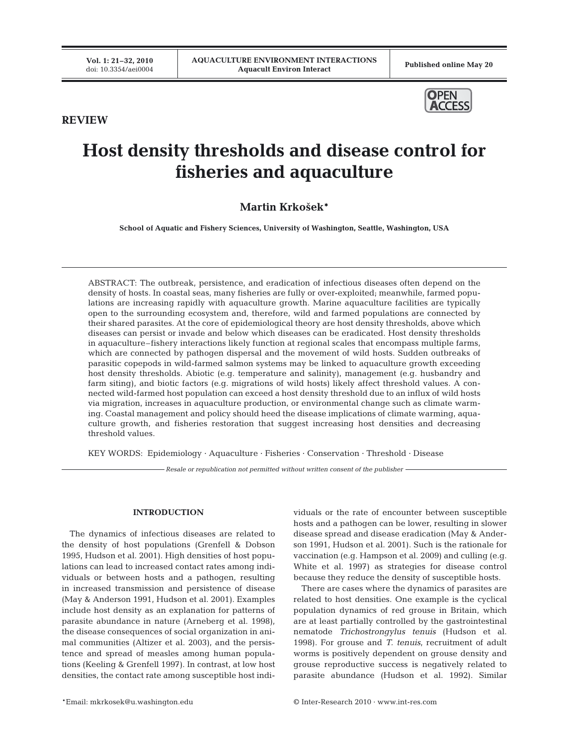## REVIEW

# Host density thresholds and disease control for fisheries and aquaculture

**Martin Krkošek***

**School of Aquatic and Fishery Sciences, University of Washington, Seattle, Washington, USA**

ABSTRACT: The outbreak, persistence, and eradication of infectious diseases often depend on the density of hosts. In coastal seas, many fisheries are fully or over-exploited; meanwhile, farmed populations are increasing rapidly with aquaculture growth. Marine aquaculture facilities are typically open to the surrounding ecosystem and, therefore, wild and farmed populations are connected by their shared parasites. At the core of epidemiological theory are host density thresholds, above which diseases can persist or invade and below which diseases can be eradicated. Host density thresholds in aquaculture–fishery interactions likely function at regional scales that encompass multiple farms, which are connected by pathogen dispersal and the movement of wild hosts. Sudden outbreaks of parasitic copepods in wild-farmed salmon systems may be linked to aquaculture growth exceeding host density thresholds. Abiotic (e.g. temperature and salinity), management (e.g. husbandry and farm siting), and biotic factors (e.g. migrations of wild hosts) likely affect threshold values. A connected wild-farmed host population can exceed a host density threshold due to an influx of wild hosts via migration, increases in aquaculture production, or environmental change such as climate warming. Coastal management and policy should heed the disease implications of climate warming, aquaculture growth, and fisheries restoration that suggest increasing host densities and decreasing threshold values.

KEY WORDS: Epidemiology · Aquaculture · Fisheries · Conservation · Threshold · Disease

*Resale or republication not permitted without written consent of the publisher*

## INTRODUCTION

The dynamics of infectious diseases are related to the density of host populations (Grenfell & Dobson 1995, Hudson et al. 2001). High densities of host populations can lead to increased contact rates among individuals or between hosts and a pathogen, resulting in increased transmission and persistence of disease (May & Anderson 1991, Hudson et al. 2001). Examples include host density as an explanation for patterns of parasite abundance in nature (Arneberg et al. 1998), the disease consequences of social organization in animal communities (Altizer et al. 2003), and the persistence and spread of measles among human populations (Keeling & Grenfell 1997). In contrast, at low host densities, the contact rate among susceptible host individuals or the rate of encounter between susceptible hosts and a pathogen can be lower, resulting in slower disease spread and disease eradication (May & Anderson 1991, Hudson et al. 2001). Such is the rationale for vaccination (e.g. Hampson et al. 2009) and culling (e.g. White et al. 1997) as strategies for disease control because they reduce the density of susceptible hosts.

There are cases where the dynamics of parasites are related to host densities. One example is the cyclical population dynamics of red grouse in Britain, which are at least partially controlled by the gastrointestinal nematode *Trichostrongylus tenuis* (Hudson et al. 1998). For grouse and *T. tenuis*, recruitment of adult worms is positively dependent on grouse density and grouse reproductive success is negatively related to parasite abundance (Hudson et al. 1992). Similar

*Email: mkrkosek@u.washington.edu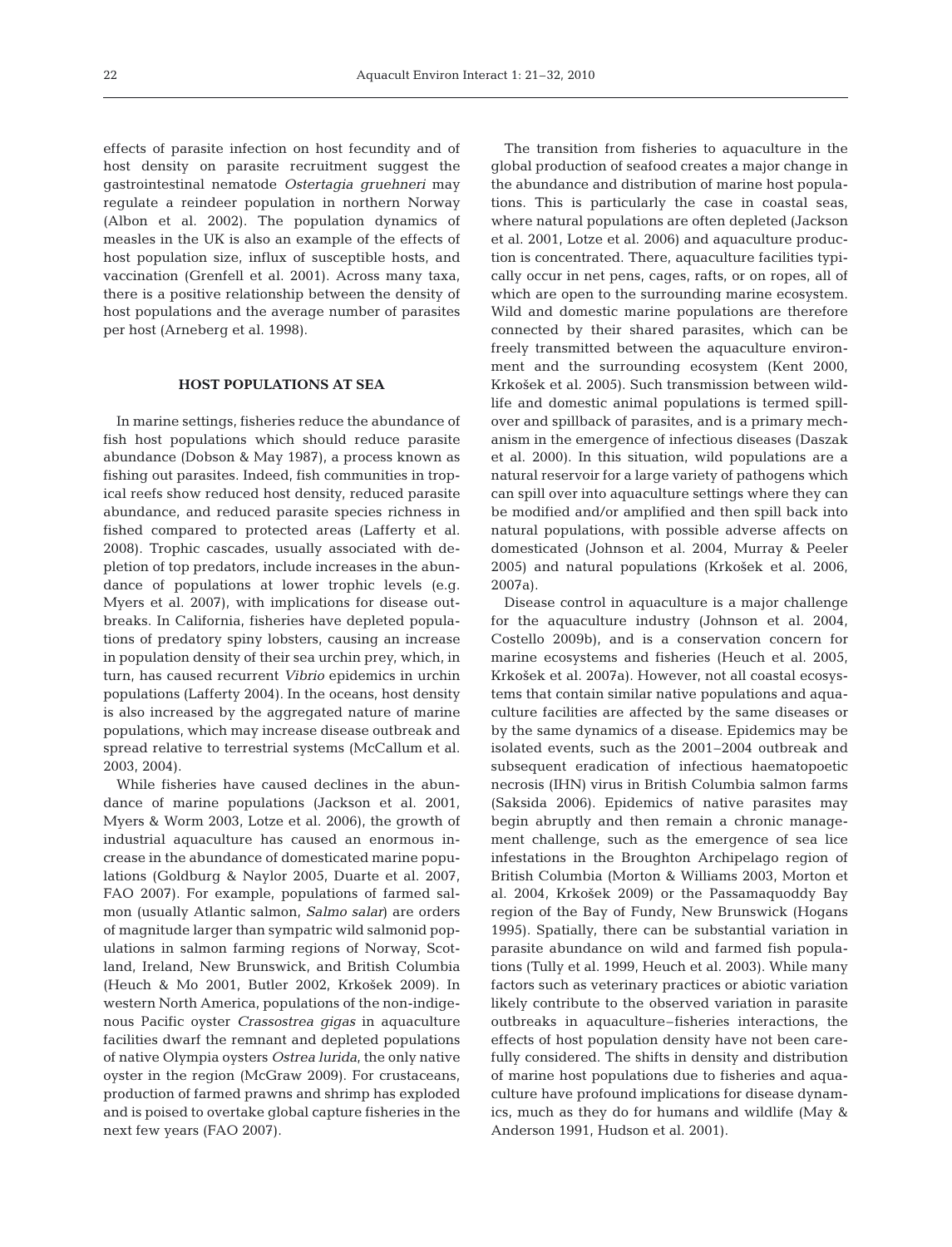effects of parasite infection on host fecundity and of host density on parasite recruitment suggest the gastrointestinal nematode *Ostertagia gruehneri* may regulate a reindeer population in northern Norway (Albon et al. 2002). The population dynamics of measles in the UK is also an example of the effects of host population size, influx of susceptible hosts, and vaccination (Grenfell et al. 2001). Across many taxa, there is a positive relationship between the density of host populations and the average number of parasites per host (Arneberg et al. 1998).

## HOST POPULATIONS AT SEA

In marine settings, fisheries reduce the abundance of fish host populations which should reduce parasite abundance (Dobson & May 1987), a process known as fishing out parasites. Indeed, fish communities in tropical reefs show reduced host density, reduced parasite abundance, and reduced parasite species richness in fished compared to protected areas (Lafferty et al. 2008). Trophic cascades, usually associated with depletion of top predators, include increases in the abundance of populations at lower trophic levels (e.g. Myers et al. 2007), with implications for disease outbreaks. In California, fisheries have depleted populations of predatory spiny lobsters, causing an increase in population density of their sea urchin prey, which, in turn, has caused recurrent *Vibrio* epidemics in urchin populations (Lafferty 2004). In the oceans, host density is also increased by the aggregated nature of marine populations, which may increase disease outbreak and spread relative to terrestrial systems (McCallum et al. 2003, 2004).

While fisheries have caused declines in the abundance of marine populations (Jackson et al. 2001, Myers & Worm 2003, Lotze et al. 2006), the growth of industrial aquaculture has caused an enormous increase in the abundance of domesticated marine populations (Goldburg & Naylor 2005, Duarte et al. 2007, FAO 2007). For example, populations of farmed salmon (usually Atlantic salmon, *Salmo salar*) are orders of magnitude larger than sympatric wild salmonid populations in salmon farming regions of Norway, Scotland, Ireland, New Brunswick, and British Columbia (Heuch & Mo 2001, Butler 2002, Krkošek 2009). In western North America, populations of the non-indigenous Pacific oyster *Crassostrea gigas* in aquaculture facilities dwarf the remnant and depleted populations of native Olympia oysters *Ostrea lurida*, the only native oyster in the region (McGraw 2009). For crustaceans, production of farmed prawns and shrimp has exploded and is poised to overtake global capture fisheries in the next few years (FAO 2007).

The transition from fisheries to aquaculture in the global production of seafood creates a major change in the abundance and distribution of marine host populations. This is particularly the case in coastal seas, where natural populations are often depleted (Jackson et al. 2001, Lotze et al. 2006) and aquaculture production is concentrated. There, aquaculture facilities typically occur in net pens, cages, rafts, or on ropes, all of which are open to the surrounding marine ecosystem. Wild and domestic marine populations are therefore connected by their shared parasites, which can be freely transmitted between the aquaculture environment and the surrounding ecosystem (Kent 2000, Krkošek et al. 2005). Such transmission between wildlife and domestic animal populations is termed spillover and spillback of parasites, and is a primary mechanism in the emergence of infectious diseases (Daszak et al. 2000). In this situation, wild populations are a natural reservoir for a large variety of pathogens which can spill over into aquaculture settings where they can be modified and/or amplified and then spill back into natural populations, with possible adverse affects on domesticated (Johnson et al. 2004, Murray & Peeler 2005) and natural populations (Krkošek et al. 2006, 2007a).

Disease control in aquaculture is a major challenge for the aquaculture industry (Johnson et al. 2004, Costello 2009b), and is a conservation concern for marine ecosystems and fisheries (Heuch et al. 2005, Krkošek et al. 2007a). However, not all coastal ecosystems that contain similar native populations and aquaculture facilities are affected by the same diseases or by the same dynamics of a disease. Epidemics may be isolated events, such as the 2001–2004 outbreak and subsequent eradication of infectious haematopoetic necrosis (IHN) virus in British Columbia salmon farms (Saksida 2006). Epidemics of native parasites may begin abruptly and then remain a chronic management challenge, such as the emergence of sea lice infestations in the Broughton Archipelago region of British Columbia (Morton & Williams 2003, Morton et al. 2004, Krkošek 2009) or the Passamaquoddy Bay region of the Bay of Fundy, New Brunswick (Hogans 1995). Spatially, there can be substantial variation in parasite abundance on wild and farmed fish populations (Tully et al. 1999, Heuch et al. 2003). While many factors such as veterinary practices or abiotic variation likely contribute to the observed variation in parasite outbreaks in aquaculture–fisheries interactions, the effects of host population density have not been carefully considered. The shifts in density and distribution of marine host populations due to fisheries and aquaculture have profound implications for disease dynamics, much as they do for humans and wildlife (May & Anderson 1991, Hudson et al. 2001).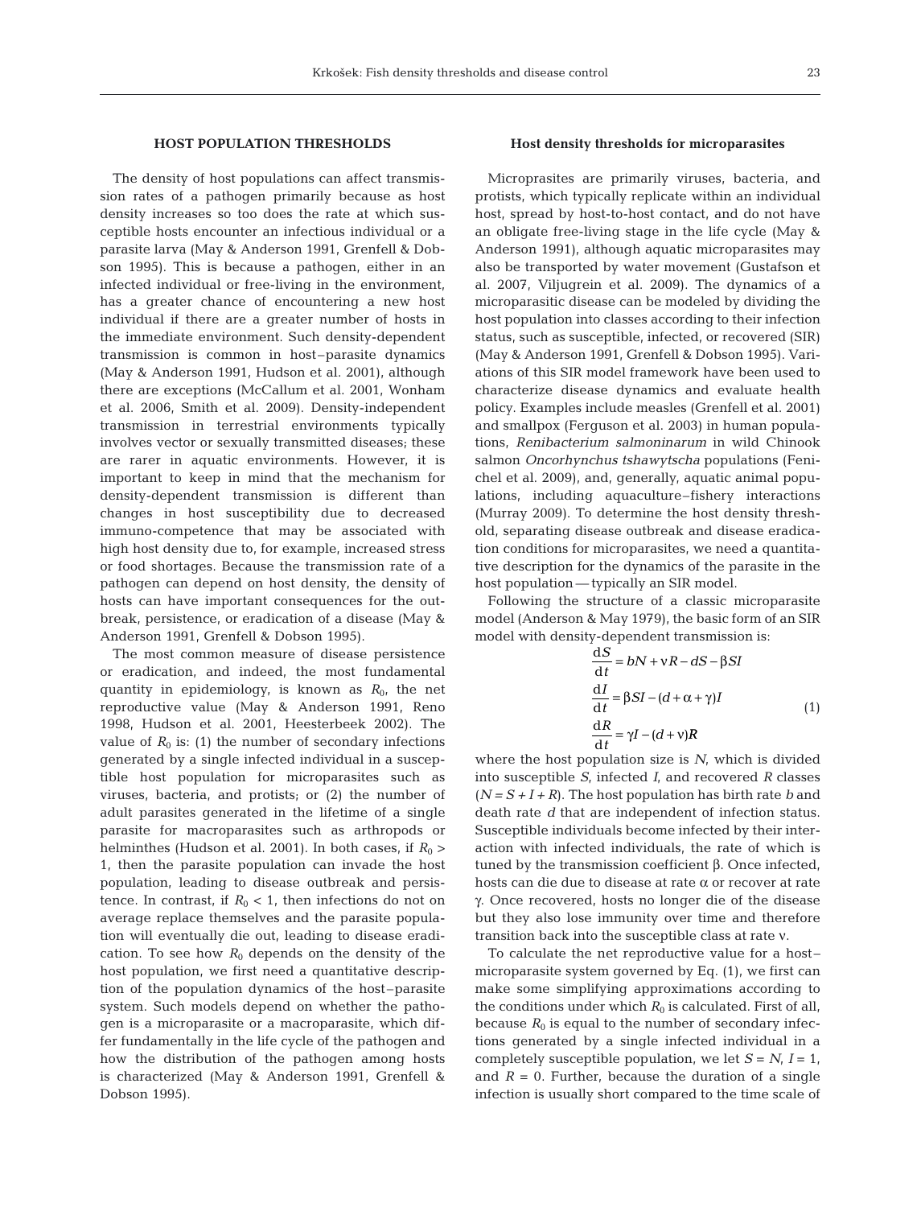## HOST POPULATION THRESHOLDS

The density of host populations can affect transmission rates of a pathogen primarily because as host density increases so too does the rate at which susceptible hosts encounter an infectious individual or a parasite larva (May & Anderson 1991, Grenfell & Dobson 1995). This is because a pathogen, either in an infected individual or free-living in the environment, has a greater chance of encountering a new host individual if there are a greater number of hosts in the immediate environment. Such density-dependent transmission is common in host–parasite dynamics (May & Anderson 1991, Hudson et al. 2001), although there are exceptions (McCallum et al. 2001, Wonham et al. 2006, Smith et al. 2009). Density-independent transmission in terrestrial environments typically involves vector or sexually transmitted diseases; these are rarer in aquatic environments. However, it is important to keep in mind that the mechanism for density-dependent transmission is different than changes in host susceptibility due to decreased immuno-competence that may be associated with high host density due to, for example, increased stress or food shortages. Because the transmission rate of a pathogen can depend on host density, the density of hosts can have important consequences for the outbreak, persistence, or eradication of a disease (May & Anderson 1991, Grenfell & Dobson 1995).

The most common measure of disease persistence or eradication, and indeed, the most fundamental quantity in epidemiology, is known as $R_0$, the net reproductive value (May & Anderson 1991, Reno 1998, Hudson et al. 2001, Heesterbeek 2002). The value of $R_0$ is: (1) the number of secondary infections generated by a single infected individual in a susceptible host population for microparasites such as viruses, bacteria, and protists; or (2) the number of adult parasites generated in the lifetime of a single parasite for macroparasites such as arthropods or helminthes (Hudson et al. 2001). In both cases, if $R_0 > 1$, then the parasite population can invade the host population, leading to disease outbreak and persistence. In contrast, if $R_0 < 1$, then infections do not on average replace themselves and the parasite population will eventually die out, leading to disease eradication. To see how $R_0$ depends on the density of the host population, we first need a quantitative description of the population dynamics of the host–parasite system. Such models depend on whether the pathogen is a microparasite or a macroparasite, which differ fundamentally in the life cycle of the pathogen and how the distribution of the pathogen among hosts is characterized (May & Anderson 1991, Grenfell & Dobson 1995).

### Host density thresholds for microparasites

Microprasites are primarily viruses, bacteria, and protists, which typically replicate within an individual host, spread by host-to-host contact, and do not have an obligate free-living stage in the life cycle (May & Anderson 1991), although aquatic microparasites may also be transported by water movement (Gustafson et al. 2007, Viljugrein et al. 2009). The dynamics of a microparasitic disease can be modeled by dividing the host population into classes according to their infection status, such as susceptible, infected, or recovered (SIR) (May & Anderson 1991, Grenfell & Dobson 1995). Variations of this SIR model framework have been used to characterize disease dynamics and evaluate health policy. Examples include measles (Grenfell et al. 2001) and smallpox (Ferguson et al. 2003) in human populations, *Renibacterium salmoninarum* in wild Chinook salmon *Oncorhynchus tshawytscha* populations (Fenichel et al. 2009), and, generally, aquatic animal populations, including aquaculture–fishery interactions (Murray 2009). To determine the host density threshold, separating disease outbreak and disease eradication conditions for microparasites, we need a quantitative description for the dynamics of the parasite in the host population — typically an SIR model.

Following the structure of a classic microparasite model (Anderson & May 1979), the basic form of an SIR model with density-dependent transmission is:

$$
\begin{aligned}
\frac{dS}{dt} &= bN + \nu R - dS - \beta SI \\
\frac{dI}{dt} &= \beta SI - (d + \alpha + \gamma)I \\
\frac{dR}{dt} &= \gamma I - (d + \nu)R
\end{aligned}
\tag{1}
$$

where the host population size is $N$, which is divided into susceptible $S$, infected $I$, and recovered $R$ classes ($N = S + I + R$). The host population has birth rate $b$ and death rate $d$ that are independent of infection status. Susceptible individuals become infected by their interaction with infected individuals, the rate of which is tuned by the transmission coefficient $\beta$. Once infected, hosts can die due to disease at rate $\alpha$ or recover at rate $\gamma$. Once recovered, hosts no longer die of the disease but they also lose immunity over time and therefore transition back into the susceptible class at rate $\nu$.

To calculate the net reproductive value for a host–microparasite system governed by Eq. (1), we first can make some simplifying approximations according to the conditions under which $R_0$ is calculated. First of all, because $R_0$ is equal to the number of secondary infections generated by a single infected individual in a completely susceptible population, we let $S = N$, $I = 1$, and $R = 0$. Further, because the duration of a single infection is usually short compared to the time scale of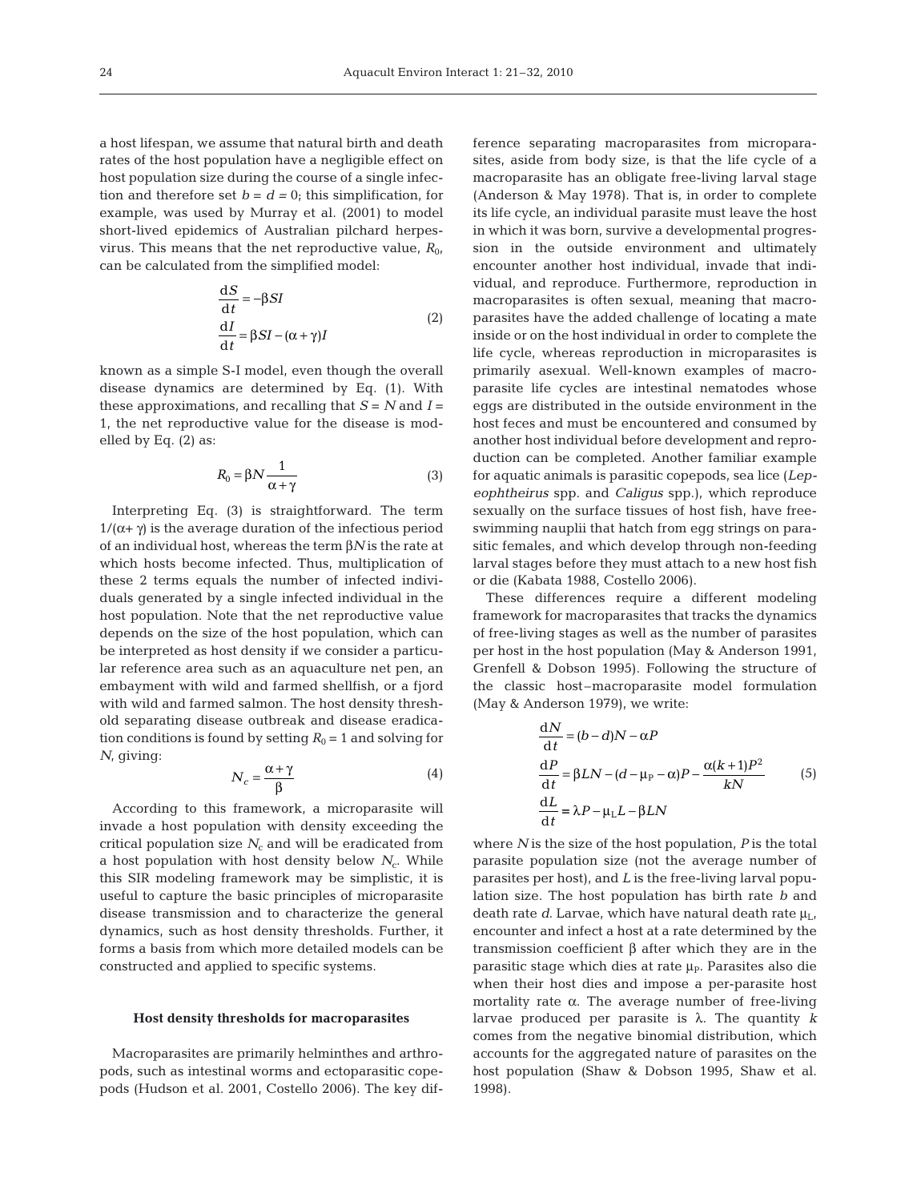a host lifespan, we assume that natural birth and death rates of the host population have a negligible effect on host population size during the course of a single infection and therefore set $b = d = 0$; this simplification, for example, was used by Murray et al. (2001) to model short-lived epidemics of Australian pilchard herpesvirus. This means that the net reproductive value, $R_0$, can be calculated from the simplified model:

$$\frac{dS}{dt} = -\beta SI$$
$$\frac{dI}{dt} = \beta SI - (\alpha + \gamma)I \tag{2}$$

known as a simple S-I model, even though the overall disease dynamics are determined by Eq. (1). With these approximations, and recalling that $S = N$ and $I = 1$, the net reproductive value for the disease is modelled by Eq. (2) as:

$$R_0 = \beta N \frac{1}{\alpha + \gamma} \tag{3}$$

Interpreting Eq. (3) is straightforward. The term $1/(\alpha + \gamma)$ is the average duration of the infectious period of an individual host, whereas the term $\beta N$ is the rate at which hosts become infected. Thus, multiplication of these 2 terms equals the number of infected individuals generated by a single infected individual in the host population. Note that the net reproductive value depends on the size of the host population, which can be interpreted as host density if we consider a particular reference area such as an aquaculture net pen, an embayment with wild and farmed shellfish, or a fjord with wild and farmed salmon. The host density threshold separating disease outbreak and disease eradication conditions is found by setting $R_0 = 1$ and solving for $N$, giving:

$$N_c = \frac{\alpha + \gamma}{\beta} \tag{4}$$

According to this framework, a microparasite will invade a host population with density exceeding the critical population size $N_c$ and will be eradicated from a host population with host density below $N_c$. While this SIR modeling framework may be simplistic, it is useful to capture the basic principles of microparasite disease transmission and to characterize the general dynamics, such as host density thresholds. Further, it forms a basis from which more detailed models can be constructed and applied to specific systems.

### Host density thresholds for macroparasites

Macroparasites are primarily helminthes and arthropods, such as intestinal worms and ectoparasitic copepods (Hudson et al. 2001, Costello 2006). The key difference separating macroparasites from microparasites, aside from body size, is that the life cycle of a macroparasite has an obligate free-living larval stage (Anderson & May 1978). That is, in order to complete its life cycle, an individual parasite must leave the host in which it was born, survive a developmental progression in the outside environment and ultimately encounter another host individual, invade that individual, and reproduce. Furthermore, reproduction in macroparasites is often sexual, meaning that macroparasites have the added challenge of locating a mate inside or on the host individual in order to complete the life cycle, whereas reproduction in microparasites is primarily asexual. Well-known examples of macroparasite life cycles are intestinal nematodes whose eggs are distributed in the outside environment in the host feces and must be encountered and consumed by another host individual before development and reproduction can be completed. Another familiar example for aquatic animals is parasitic copepods, sea lice (*Lepeophtheirus* spp. and *Caligus* spp.), which reproduce sexually on the surface tissues of host fish, have free-swimming nauplii that hatch from egg strings on parasitic females, and which develop through non-feeding larval stages before they must attach to a new host fish or die (Kabata 1988, Costello 2006).

These differences require a different modeling framework for macroparasites that tracks the dynamics of free-living stages as well as the number of parasites per host in the host population (May & Anderson 1991, Grenfell & Dobson 1995). Following the structure of the classic host–macroparasite model formulation (May & Anderson 1979), we write:

$$\frac{dN}{dt} = (b - d)N - \alpha P$$
$$\frac{dP}{dt} = \beta LN - (d - \mu_P - \alpha)P - \frac{\alpha(k+1)P^2}{kN} \tag{5}$$
$$\frac{dL}{dt} = \lambda P - \mu_L L - \beta LN$$

where $N$ is the size of the host population, $P$ is the total parasite population size (not the average number of parasites per host), and $L$ is the free-living larval population size. The host population has birth rate $b$ and death rate $d$. Larvae, which have natural death rate $\mu_L$, encounter and infect a host at a rate determined by the transmission coefficient $\beta$ after which they are in the parasitic stage which dies at rate $\mu_P$. Parasites also die when their host dies and impose a per-parasite host mortality rate $\alpha$. The average number of free-living larvae produced per parasite is $\lambda$. The quantity $k$ comes from the negative binomial distribution, which accounts for the aggregated nature of parasites on the host population (Shaw & Dobson 1995, Shaw et al. 1998).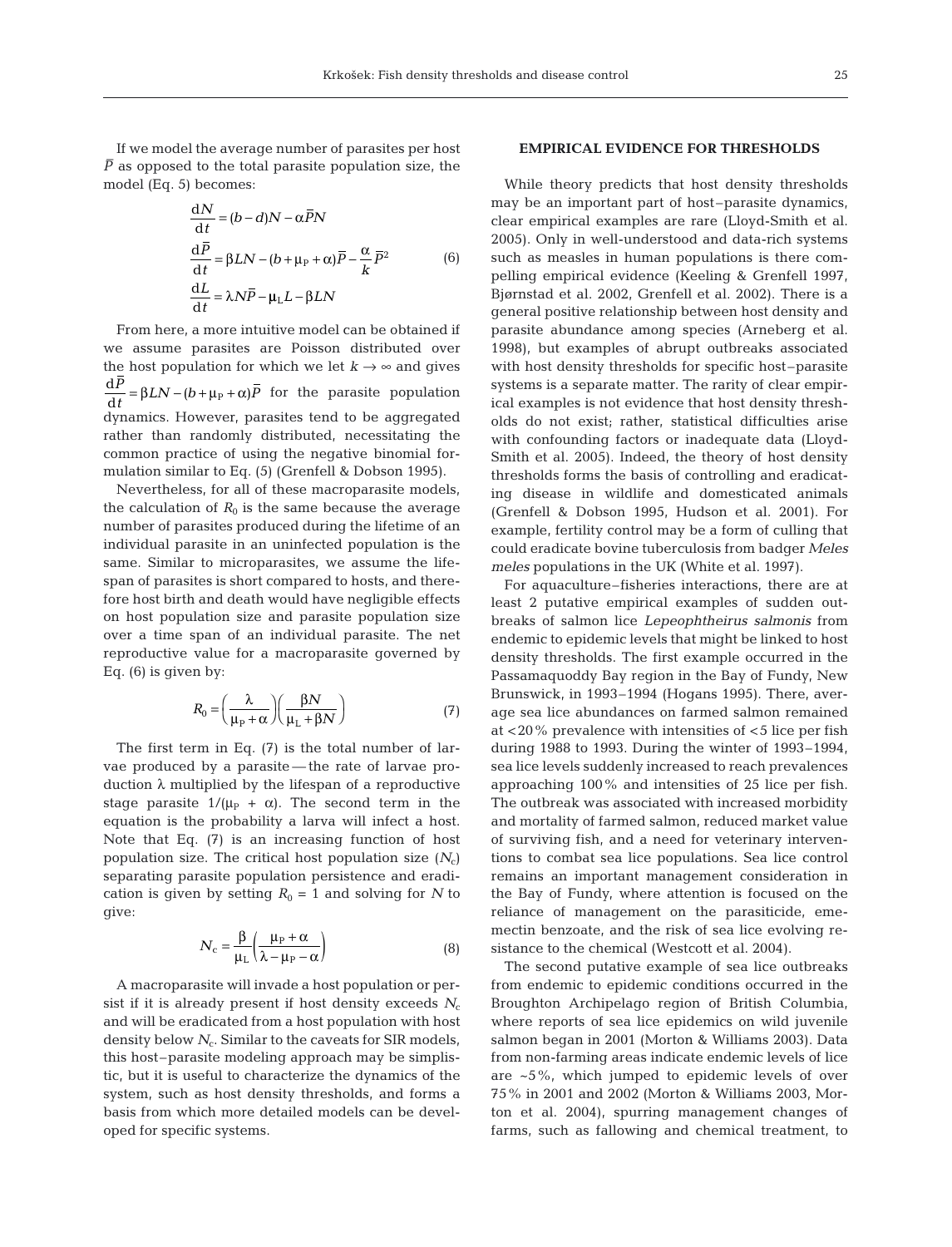If we model the average number of parasites per host $\bar{P}$ as opposed to the total parasite population size, the model (Eq. 5) becomes:

$$\frac{dN}{dt} = (b-d)N - \alpha\bar{P}N$$
$$\frac{d\bar{P}}{dt} = \beta LN - (b+\mu_P+\alpha)\bar{P} - \frac{\alpha}{k}\bar{P}^2 \qquad (6)$$
$$\frac{dL}{dt} = \lambda N\bar{P} - \mu_L L - \beta LN$$

From here, a more intuitive model can be obtained if we assume parasites are Poisson distributed over the host population for which we let $k \to \infty$ and gives $\frac{d\bar{P}}{dt} = \beta LN - (b+\mu_P+\alpha)\bar{P}$ for the parasite population dynamics. However, parasites tend to be aggregated rather than randomly distributed, necessitating the common practice of using the negative binomial formulation similar to Eq. (5) (Grenfell & Dobson 1995).

Nevertheless, for all of these macroparasite models, the calculation of $R_0$ is the same because the average number of parasites produced during the lifetime of an individual parasite in an uninfected population is the same. Similar to microparasites, we assume the lifespan of parasites is short compared to hosts, and therefore host birth and death would have negligible effects on host population size and parasite population size over a time span of an individual parasite. The net reproductive value for a macroparasite governed by Eq. (6) is given by:

$$R_0 = \left(\frac{\lambda}{\mu_P+\alpha}\right)\left(\frac{\beta N}{\mu_L+\beta N}\right) \qquad (7)$$

The first term in Eq. (7) is the total number of larvae produced by a parasite — the rate of larvae production $\lambda$ multiplied by the lifespan of a reproductive stage parasite $1/(\mu_P + \alpha)$. The second term in the equation is the probability a larva will infect a host. Note that Eq. (7) is an increasing function of host population size. The critical host population size ($N_c$) separating parasite population persistence and eradication is given by setting $R_0 = 1$ and solving for $N$ to give:

$$N_c = \frac{\beta}{\mu_L}\left(\frac{\mu_P+\alpha}{\lambda-\mu_P-\alpha}\right) \qquad (8)$$

A macroparasite will invade a host population or persist if it is already present if host density exceeds $N_c$ and will be eradicated from a host population with host density below $N_c$. Similar to the caveats for SIR models, this host–parasite modeling approach may be simplistic, but it is useful to characterize the dynamics of the system, such as host density thresholds, and forms a basis from which more detailed models can be developed for specific systems.

## EMPIRICAL EVIDENCE FOR THRESHOLDS

While theory predicts that host density thresholds may be an important part of host–parasite dynamics, clear empirical examples are rare (Lloyd-Smith et al. 2005). Only in well-understood and data-rich systems such as measles in human populations is there compelling empirical evidence (Keeling & Grenfell 1997, Bjørnstad et al. 2002, Grenfell et al. 2002). There is a general positive relationship between host density and parasite abundance among species (Arneberg et al. 1998), but examples of abrupt outbreaks associated with host density thresholds for specific host–parasite systems is a separate matter. The rarity of clear empirical examples is not evidence that host density thresholds do not exist; rather, statistical difficulties arise with confounding factors or inadequate data (Lloyd-Smith et al. 2005). Indeed, the theory of host density thresholds forms the basis of controlling and eradicating disease in wildlife and domesticated animals (Grenfell & Dobson 1995, Hudson et al. 2001). For example, fertility control may be a form of culling that could eradicate bovine tuberculosis from badger *Meles meles* populations in the UK (White et al. 1997).

For aquaculture–fisheries interactions, there are at least 2 putative empirical examples of sudden outbreaks of salmon lice *Lepeophtheirus salmonis* from endemic to epidemic levels that might be linked to host density thresholds. The first example occurred in the Passamaquoddy Bay region in the Bay of Fundy, New Brunswick, in 1993–1994 (Hogans 1995). There, average sea lice abundances on farmed salmon remained at <20% prevalence with intensities of <5 lice per fish during 1988 to 1993. During the winter of 1993–1994, sea lice levels suddenly increased to reach prevalences approaching 100% and intensities of 25 lice per fish. The outbreak was associated with increased morbidity and mortality of farmed salmon, reduced market value of surviving fish, and a need for veterinary interventions to combat sea lice populations. Sea lice control remains an important management consideration in the Bay of Fundy, where attention is focused on the reliance of management on the parasiticide, emamectin benzoate, and the risk of sea lice evolving resistance to the chemical (Westcott et al. 2004).

The second putative example of sea lice outbreaks from endemic to epidemic conditions occurred in the Broughton Archipelago region of British Columbia, where reports of sea lice epidemics on wild juvenile salmon began in 2001 (Morton & Williams 2003). Data from non-farming areas indicate endemic levels of lice are ~5%, which jumped to epidemic levels of over 75% in 2001 and 2002 (Morton & Williams 2003, Morton et al. 2004), spurring management changes of farms, such as fallowing and chemical treatment, to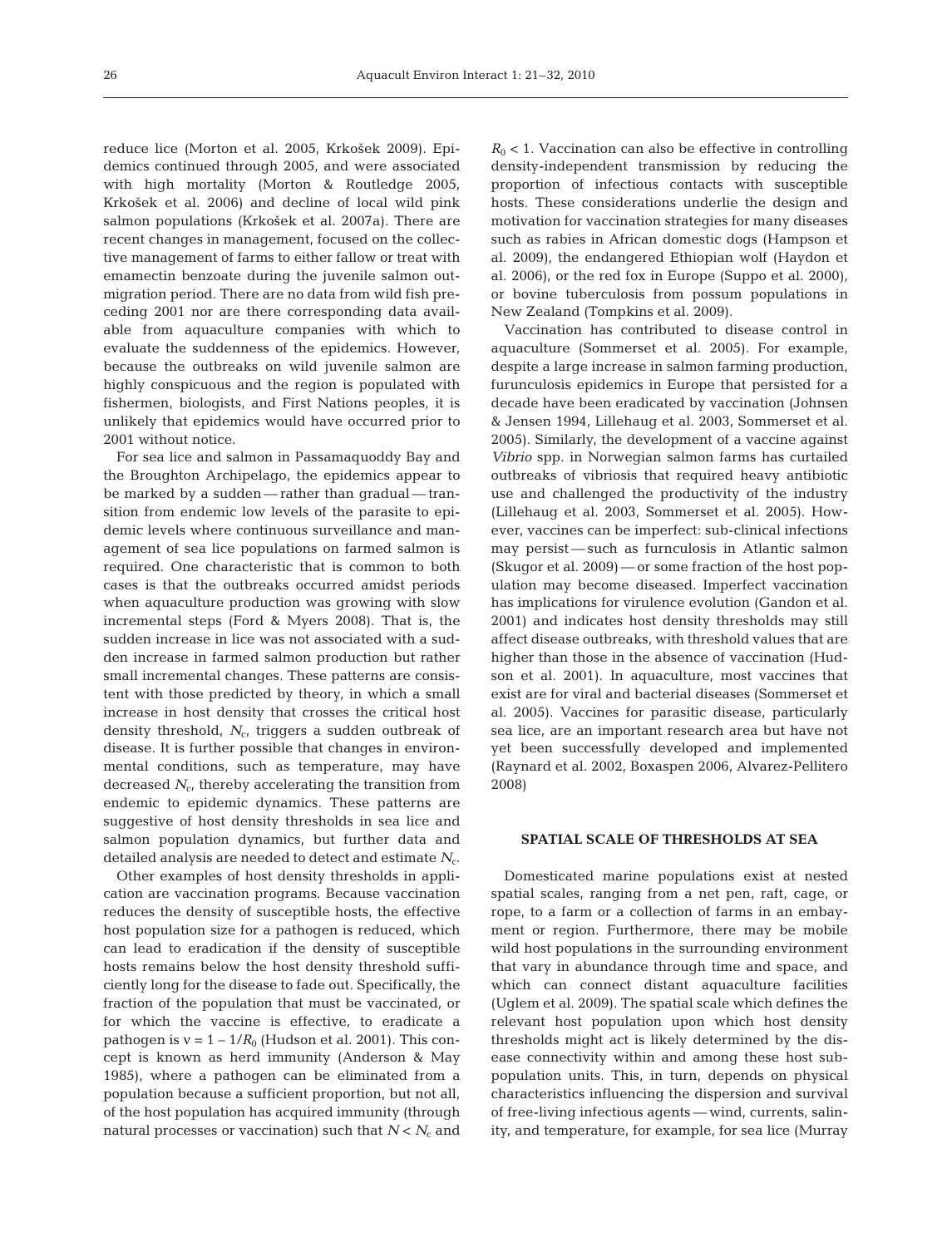reduce lice (Morton et al. 2005, Krkošek 2009). Epidemics continued through 2005, and were associated with high mortality (Morton & Routledge 2005, Krkošek et al. 2006) and decline of local wild pink salmon populations (Krkošek et al. 2007a). There are recent changes in management, focused on the collective management of farms to either fallow or treat with emamectin benzoate during the juvenile salmon outmigration period. There are no data from wild fish preceding 2001 nor are there corresponding data available from aquaculture companies with which to evaluate the suddenness of the epidemics. However, because the outbreaks on wild juvenile salmon are highly conspicuous and the region is populated with fishermen, biologists, and First Nations peoples, it is unlikely that epidemics would have occurred prior to 2001 without notice.

For sea lice and salmon in Passamaquoddy Bay and the Broughton Archipelago, the epidemics appear to be marked by a sudden — rather than gradual — transition from endemic low levels of the parasite to epidemic levels where continuous surveillance and management of sea lice populations on farmed salmon is required. One characteristic that is common to both cases is that the outbreaks occurred amidst periods when aquaculture production was growing with slow incremental steps (Ford & Myers 2008). That is, the sudden increase in lice was not associated with a sudden increase in farmed salmon production but rather small incremental changes. These patterns are consistent with those predicted by theory, in which a small increase in host density that crosses the critical host density threshold, $N_c$, triggers a sudden outbreak of disease. It is further possible that changes in environmental conditions, such as temperature, may have decreased $N_c$, thereby accelerating the transition from endemic to epidemic dynamics. These patterns are suggestive of host density thresholds in sea lice and salmon population dynamics, but further data and detailed analysis are needed to detect and estimate $N_c$.

Other examples of host density thresholds in application are vaccination programs. Because vaccination reduces the density of susceptible hosts, the effective host population size for a pathogen is reduced, which can lead to eradication if the density of susceptible hosts remains below the host density threshold sufficiently long for the disease to fade out. Specifically, the fraction of the population that must be vaccinated, or for which the vaccine is effective, to eradicate a pathogen is $v = 1 - 1/R_0$ (Hudson et al. 2001). This concept is known as herd immunity (Anderson & May 1985), where a pathogen can be eliminated from a population because a sufficient proportion, but not all, of the host population has acquired immunity (through natural processes or vaccination) such that $N < N_c$ and $R_0 < 1$. Vaccination can also be effective in controlling density-independent transmission by reducing the proportion of infectious contacts with susceptible hosts. These considerations underlie the design and motivation for vaccination strategies for many diseases such as rabies in African domestic dogs (Hampson et al. 2009), the endangered Ethiopian wolf (Haydon et al. 2006), or the red fox in Europe (Suppo et al. 2000), or bovine tuberculosis from possum populations in New Zealand (Tompkins et al. 2009).

Vaccination has contributed to disease control in aquaculture (Sommerset et al. 2005). For example, despite a large increase in salmon farming production, furunculosis epidemics in Europe that persisted for a decade have been eradicated by vaccination (Johnsen & Jensen 1994, Lillehaug et al. 2003, Sommerset et al. 2005). Similarly, the development of a vaccine against *Vibrio* spp. in Norwegian salmon farms has curtailed outbreaks of vibriosis that required heavy antibiotic use and challenged the productivity of the industry (Lillehaug et al. 2003, Sommerset et al. 2005). However, vaccines can be imperfect: sub-clinical infections may persist — such as furnculosis in Atlantic salmon (Skugor et al. 2009) — or some fraction of the host population may become diseased. Imperfect vaccination has implications for virulence evolution (Gandon et al. 2001) and indicates host density thresholds may still affect disease outbreaks, with threshold values that are higher than those in the absence of vaccination (Hudson et al. 2001). In aquaculture, most vaccines that exist are for viral and bacterial diseases (Sommerset et al. 2005). Vaccines for parasitic disease, particularly sea lice, are an important research area but have not yet been successfully developed and implemented (Raynard et al. 2002, Boxaspen 2006, Alvarez-Pellitero 2008)

## SPATIAL SCALE OF THRESHOLDS AT SEA

Domesticated marine populations exist at nested spatial scales, ranging from a net pen, raft, cage, or rope, to a farm or a collection of farms in an embayment or region. Furthermore, there may be mobile wild host populations in the surrounding environment that vary in abundance through time and space, and which can connect distant aquaculture facilities (Uglem et al. 2009). The spatial scale which defines the relevant host population upon which host density thresholds might act is likely determined by the disease connectivity within and among these host subpopulation units. This, in turn, depends on physical characteristics influencing the dispersion and survival of free-living infectious agents — wind, currents, salinity, and temperature, for example, for sea lice (Murray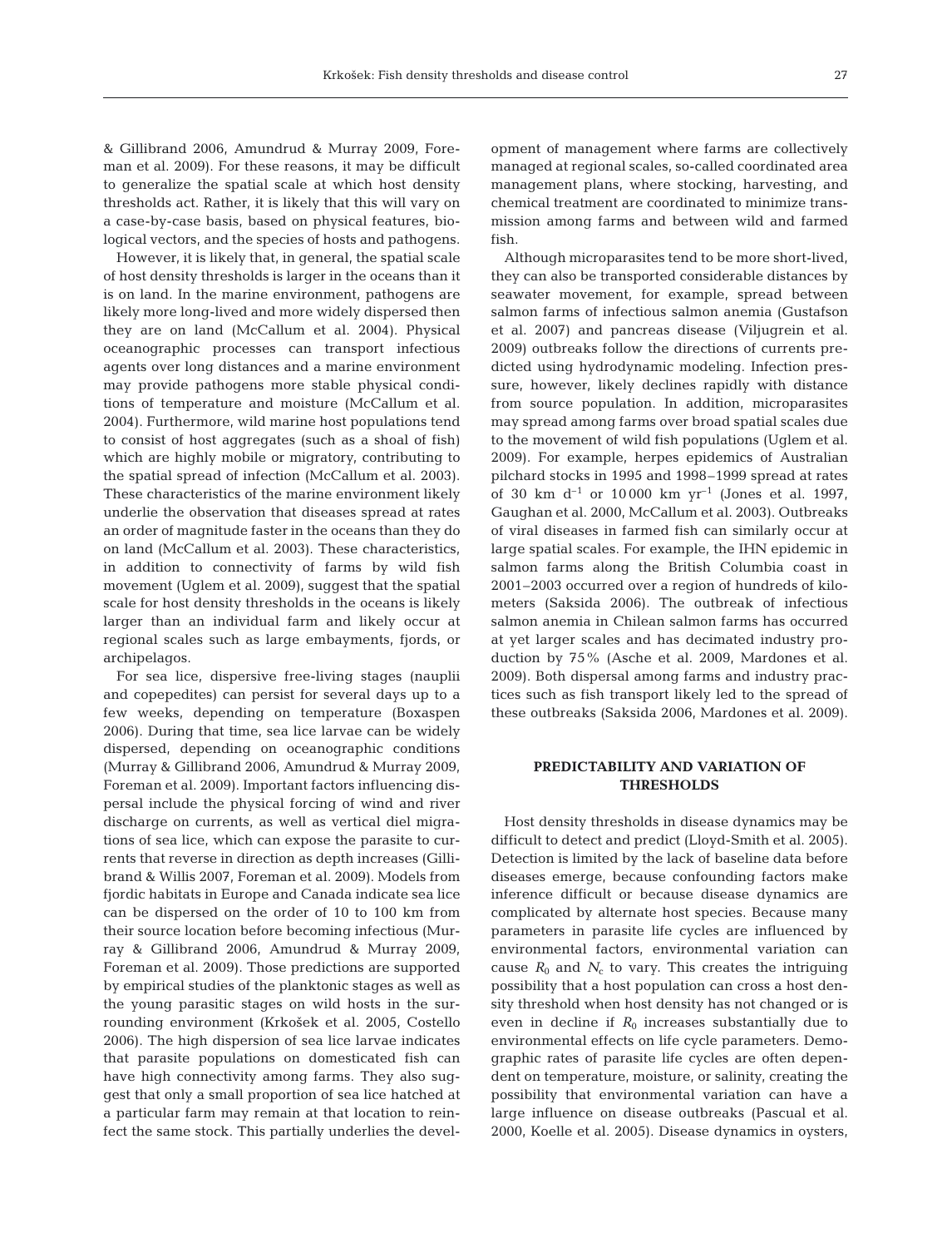& Gillibrand 2006, Amundrud & Murray 2009, Foreman et al. 2009). For these reasons, it may be difficult to generalize the spatial scale at which host density thresholds act. Rather, it is likely that this will vary on a case-by-case basis, based on physical features, biological vectors, and the species of hosts and pathogens.

However, it is likely that, in general, the spatial scale of host density thresholds is larger in the oceans than it is on land. In the marine environment, pathogens are likely more long-lived and more widely dispersed then they are on land (McCallum et al. 2004). Physical oceanographic processes can transport infectious agents over long distances and a marine environment may provide pathogens more stable physical conditions of temperature and moisture (McCallum et al. 2004). Furthermore, wild marine host populations tend to consist of host aggregates (such as a shoal of fish) which are highly mobile or migratory, contributing to the spatial spread of infection (McCallum et al. 2003). These characteristics of the marine environment likely underlie the observation that diseases spread at rates an order of magnitude faster in the oceans than they do on land (McCallum et al. 2003). These characteristics, in addition to connectivity of farms by wild fish movement (Uglem et al. 2009), suggest that the spatial scale for host density thresholds in the oceans is likely larger than an individual farm and likely occur at regional scales such as large embayments, fjords, or archipelagos.

For sea lice, dispersive free-living stages (nauplii and copepedites) can persist for several days up to a few weeks, depending on temperature (Boxaspen 2006). During that time, sea lice larvae can be widely dispersed, depending on oceanographic conditions (Murray & Gillibrand 2006, Amundrud & Murray 2009, Foreman et al. 2009). Important factors influencing dispersal include the physical forcing of wind and river discharge on currents, as well as vertical diel migrations of sea lice, which can expose the parasite to currents that reverse in direction as depth increases (Gillibrand & Willis 2007, Foreman et al. 2009). Models from fjordic habitats in Europe and Canada indicate sea lice can be dispersed on the order of 10 to 100 km from their source location before becoming infectious (Murray & Gillibrand 2006, Amundrud & Murray 2009, Foreman et al. 2009). Those predictions are supported by empirical studies of the planktonic stages as well as the young parasitic stages on wild hosts in the surrounding environment (Krkošek et al. 2005, Costello 2006). The high dispersion of sea lice larvae indicates that parasite populations on domesticated fish can have high connectivity among farms. They also suggest that only a small proportion of sea lice hatched at a particular farm may remain at that location to reinfect the same stock. This partially underlies the development of management where farms are collectively managed at regional scales, so-called coordinated area management plans, where stocking, harvesting, and chemical treatment are coordinated to minimize transmission among farms and between wild and farmed fish.

Although microparasites tend to be more short-lived, they can also be transported considerable distances by seawater movement, for example, spread between salmon farms of infectious salmon anemia (Gustafson et al. 2007) and pancreas disease (Viljugrein et al. 2009) outbreaks follow the directions of currents predicted using hydrodynamic modeling. Infection pressure, however, likely declines rapidly with distance from source population. In addition, microparasites may spread among farms over broad spatial scales due to the movement of wild fish populations (Uglem et al. 2009). For example, herpes epidemics of Australian pilchard stocks in 1995 and 1998–1999 spread at rates of 30 km $d^{-1}$ or 10 000 km $yr^{-1}$ (Jones et al. 1997, Gaughan et al. 2000, McCallum et al. 2003). Outbreaks of viral diseases in farmed fish can similarly occur at large spatial scales. For example, the IHN epidemic in salmon farms along the British Columbia coast in 2001–2003 occurred over a region of hundreds of kilometers (Saksida 2006). The outbreak of infectious salmon anemia in Chilean salmon farms has occurred at yet larger scales and has decimated industry production by 75% (Asche et al. 2009, Mardones et al. 2009). Both dispersal among farms and industry practices such as fish transport likely led to the spread of these outbreaks (Saksida 2006, Mardones et al. 2009).

## PREDICTABILITY AND VARIATION OF THRESHOLDS

Host density thresholds in disease dynamics may be difficult to detect and predict (Lloyd-Smith et al. 2005). Detection is limited by the lack of baseline data before diseases emerge, because confounding factors make inference difficult or because disease dynamics are complicated by alternate host species. Because many parameters in parasite life cycles are influenced by environmental factors, environmental variation can cause $R_0$ and $N_c$ to vary. This creates the intriguing possibility that a host population can cross a host density threshold when host density has not changed or is even in decline if $R_0$ increases substantially due to environmental effects on life cycle parameters. Demographic rates of parasite life cycles are often dependent on temperature, moisture, or salinity, creating the possibility that environmental variation can have a large influence on disease outbreaks (Pascual et al. 2000, Koelle et al. 2005). Disease dynamics in oysters,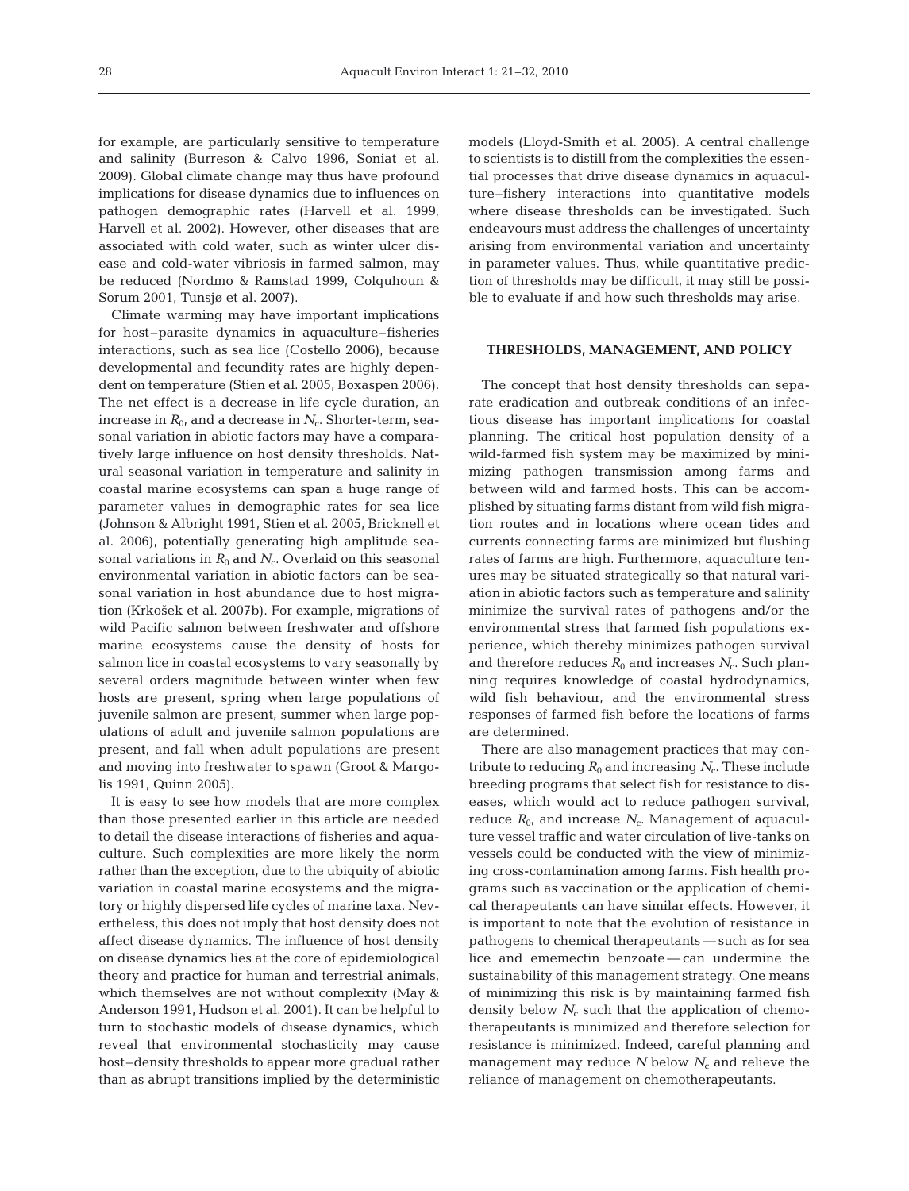for example, are particularly sensitive to temperature and salinity (Burreson & Calvo 1996, Soniat et al. 2009). Global climate change may thus have profound implications for disease dynamics due to influences on pathogen demographic rates (Harvell et al. 1999, Harvell et al. 2002). However, other diseases that are associated with cold water, such as winter ulcer disease and cold-water vibriosis in farmed salmon, may be reduced (Nordmo & Ramstad 1999, Colquhoun & Sorum 2001, Tunsjø et al. 2007).

Climate warming may have important implications for host–parasite dynamics in aquaculture–fisheries interactions, such as sea lice (Costello 2006), because developmental and fecundity rates are highly dependent on temperature (Stien et al. 2005, Boxaspen 2006). The net effect is a decrease in life cycle duration, an increase in $R_0$, and a decrease in $N_c$. Shorter-term, seasonal variation in abiotic factors may have a comparatively large influence on host density thresholds. Natural seasonal variation in temperature and salinity in coastal marine ecosystems can span a huge range of parameter values in demographic rates for sea lice (Johnson & Albright 1991, Stien et al. 2005, Bricknell et al. 2006), potentially generating high amplitude seasonal variations in $R_0$ and $N_c$. Overlaid on this seasonal environmental variation in abiotic factors can be seasonal variation in host abundance due to host migration (Krkošek et al. 2007b). For example, migrations of wild Pacific salmon between freshwater and offshore marine ecosystems cause the density of hosts for salmon lice in coastal ecosystems to vary seasonally by several orders magnitude between winter when few hosts are present, spring when large populations of juvenile salmon are present, summer when large populations of adult and juvenile salmon populations are present, and fall when adult populations are present and moving into freshwater to spawn (Groot & Margolis 1991, Quinn 2005).

It is easy to see how models that are more complex than those presented earlier in this article are needed to detail the disease interactions of fisheries and aquaculture. Such complexities are more likely the norm rather than the exception, due to the ubiquity of abiotic variation in coastal marine ecosystems and the migratory or highly dispersed life cycles of marine taxa. Nevertheless, this does not imply that host density does not affect disease dynamics. The influence of host density on disease dynamics lies at the core of epidemiological theory and practice for human and terrestrial animals, which themselves are not without complexity (May & Anderson 1991, Hudson et al. 2001). It can be helpful to turn to stochastic models of disease dynamics, which reveal that environmental stochasticity may cause host–density thresholds to appear more gradual rather than as abrupt transitions implied by the deterministic models (Lloyd-Smith et al. 2005). A central challenge to scientists is to distill from the complexities the essential processes that drive disease dynamics in aquaculture–fishery interactions into quantitative models where disease thresholds can be investigated. Such endeavours must address the challenges of uncertainty arising from environmental variation and uncertainty in parameter values. Thus, while quantitative prediction of thresholds may be difficult, it may still be possible to evaluate if and how such thresholds may arise.

## THRESHOLDS, MANAGEMENT, AND POLICY

The concept that host density thresholds can separate eradication and outbreak conditions of an infectious disease has important implications for coastal planning. The critical host population density of a wild-farmed fish system may be maximized by minimizing pathogen transmission among farms and between wild and farmed hosts. This can be accomplished by situating farms distant from wild fish migration routes and in locations where ocean tides and currents connecting farms are minimized but flushing rates of farms are high. Furthermore, aquaculture tenures may be situated strategically so that natural variation in abiotic factors such as temperature and salinity minimize the survival rates of pathogens and/or the environmental stress that farmed fish populations experience, which thereby minimizes pathogen survival and therefore reduces $R_0$ and increases $N_c$. Such planning requires knowledge of coastal hydrodynamics, wild fish behaviour, and the environmental stress responses of farmed fish before the locations of farms are determined.

There are also management practices that may contribute to reducing $R_0$ and increasing $N_c$. These include breeding programs that select fish for resistance to diseases, which would act to reduce pathogen survival, reduce $R_0$, and increase $N_c$. Management of aquaculture vessel traffic and water circulation of live-tanks on vessels could be conducted with the view of minimizing cross-contamination among farms. Fish health programs such as vaccination or the application of chemical therapeutants can have similar effects. However, it is important to note that the evolution of resistance in pathogens to chemical therapeutants — such as for sea lice and ememectin benzoate — can undermine the sustainability of this management strategy. One means of minimizing this risk is by maintaining farmed fish density below $N_c$ such that the application of chemotherapeutants is minimized and therefore selection for resistance is minimized. Indeed, careful planning and management may reduce $N$ below $N_c$ and relieve the reliance of management on chemotherapeutants.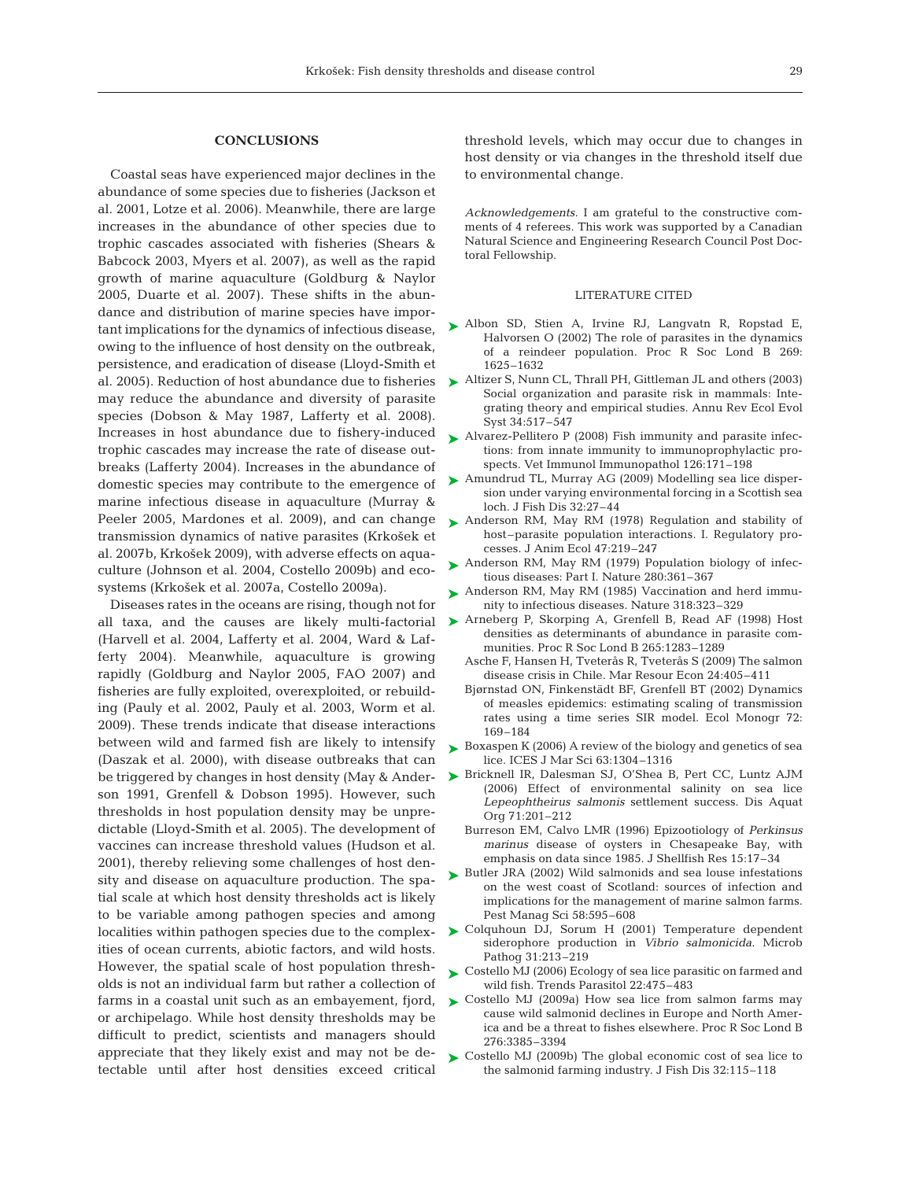## CONCLUSIONS

Coastal seas have experienced major declines in the abundance of some species due to fisheries (Jackson et al. 2001, Lotze et al. 2006). Meanwhile, there are large increases in the abundance of other species due to trophic cascades associated with fisheries (Shears & Babcock 2003, Myers et al. 2007), as well as the rapid growth of marine aquaculture (Goldburg & Naylor 2005, Duarte et al. 2007). These shifts in the abundance and distribution of marine species have important implications for the dynamics of infectious disease, owing to the influence of host density on the outbreak, persistence, and eradication of disease (Lloyd-Smith et al. 2005). Reduction of host abundance due to fisheries may reduce the abundance and diversity of parasite species (Dobson & May 1987, Lafferty et al. 2008). Increases in host abundance due to fishery-induced trophic cascades may increase the rate of disease outbreaks (Lafferty 2004). Increases in the abundance of domestic species may contribute to the emergence of marine infectious disease in aquaculture (Murray & Peeler 2005, Mardones et al. 2009), and can change transmission dynamics of native parasites (Krkošek et al. 2007b, Krkošek 2009), with adverse effects on aquaculture (Johnson et al. 2004, Costello 2009b) and ecosystems (Krkošek et al. 2007a, Costello 2009a).

Diseases rates in the oceans are rising, though not for all taxa, and the causes are likely multi-factorial (Harvell et al. 2004, Lafferty et al. 2004, Ward & Lafferty 2004). Meanwhile, aquaculture is growing rapidly (Goldburg and Naylor 2005, FAO 2007) and fisheries are fully exploited, overexploited, or rebuilding (Pauly et al. 2002, Pauly et al. 2003, Worm et al. 2009). These trends indicate that disease interactions between wild and farmed fish are likely to intensify (Daszak et al. 2000), with disease outbreaks that can be triggered by changes in host density (May & Anderson 1991, Grenfell & Dobson 1995). However, such thresholds in host population density may be unpredictable (Lloyd-Smith et al. 2005). The development of vaccines can increase threshold values (Hudson et al. 2001), thereby relieving some challenges of host density and disease on aquaculture production. The spatial scale at which host density thresholds act is likely to be variable among pathogen species and among localities within pathogen species due to the complexities of ocean currents, abiotic factors, and wild hosts. However, the spatial scale of host population thresholds is not an individual farm but rather a collection of farms in a coastal unit such as an embayement, fjord, or archipelago. While host density thresholds may be difficult to predict, scientists and managers should appreciate that they likely exist and may not be detectable until after host densities exceed critical threshold levels, which may occur due to changes in host density or via changes in the threshold itself due to environmental change.

*Acknowledgements.* I am grateful to the constructive comments of 4 referees. This work was supported by a Canadian National Science and Engineering Research Council Post Doctoral Fellowship.

## LITERATURE CITED

- Albon SD, Stien A, Irvine RJ, Langvatn R, Ropstad E, Halvorsen O (2002) The role of parasites in the dynamics of a reindeer population. Proc R Soc Lond B 269: 1625–1632
- Altizer S, Nunn CL, Thrall PH, Gittleman JL and others (2003) Social organization and parasite risk in mammals: Integrating theory and empirical studies. Annu Rev Ecol Evol Syst 34:517–547
- Alvarez-Pellitero P (2008) Fish immunity and parasite infections: from innate immunity to immunoprophylactic prospects. Vet Immunol Immunopathol 126:171–198
- Amundrud TL, Murray AG (2009) Modelling sea lice dispersion under varying environmental forcing in a Scottish sea loch. J Fish Dis 32:27–44
- Anderson RM, May RM (1978) Regulation and stability of host–parasite population interactions. I. Regulatory processes. J Anim Ecol 47:219–247
- Anderson RM, May RM (1979) Population biology of infectious diseases: Part I. Nature 280:361–367
- Anderson RM, May RM (1985) Vaccination and herd immunity to infectious diseases. Nature 318:323–329
- Arneberg P, Skorping A, Grenfell B, Read AF (1998) Host densities as determinants of abundance in parasite communities. Proc R Soc Lond B 265:1283–1289
- Asche F, Hansen H, Tveterås R, Tveterås S (2009) The salmon disease crisis in Chile. Mar Resour Econ 24:405–411
- Bjørnstad ON, Finkenstädt BF, Grenfell BT (2002) Dynamics of measles epidemics: estimating scaling of transmission rates using a time series SIR model. Ecol Monogr 72: 169–184
- Boxaspen K (2006) A review of the biology and genetics of sea lice. ICES J Mar Sci 63:1304–1316
- Bricknell IR, Dalesman SJ, O'Shea B, Pert CC, Luntz AJM (2006) Effect of environmental salinity on sea lice *Lepeophtheirus salmonis* settlement success. Dis Aquat Org 71:201–212
- Burreson EM, Calvo LMR (1996) Epizootiology of *Perkinsus marinus* disease of oysters in Chesapeake Bay, with emphasis on data since 1985. J Shellfish Res 15:17–34
- Butler JRA (2002) Wild salmonids and sea louse infestations on the west coast of Scotland: sources of infection and implications for the management of marine salmon farms. Pest Manag Sci 58:595–608
- Colquhoun DJ, Sorum H (2001) Temperature dependent siderophore production in *Vibrio salmonicida*. Microb Pathog 31:213–219
- Costello MJ (2006) Ecology of sea lice parasitic on farmed and wild fish. Trends Parasitol 22:475–483
- Costello MJ (2009a) How sea lice from salmon farms may cause wild salmonid declines in Europe and North America and be a threat to fishes elsewhere. Proc R Soc Lond B 276:3385–3394
- Costello MJ (2009b) The global economic cost of sea lice to the salmonid farming industry. J Fish Dis 32:115–118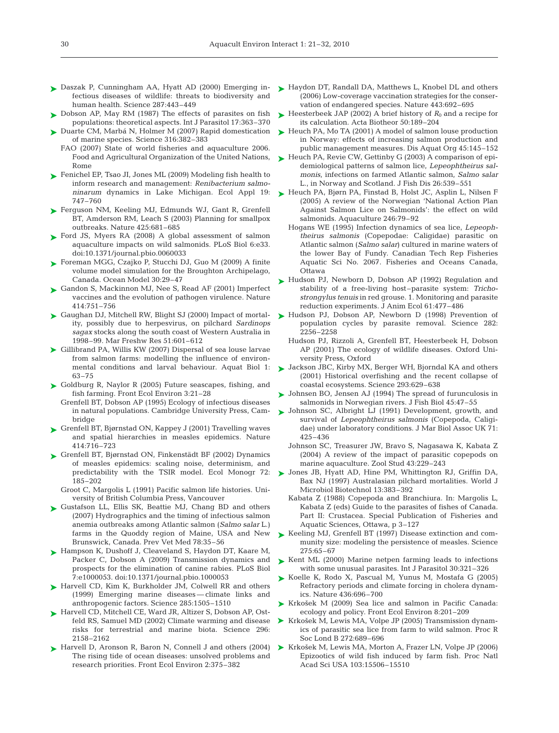Daszak P, Cunningham AA, Hyatt AD (2000) Emerging infectious diseases of wildlife: threats to biodiversity and human health. Science 287:443–449

Dobson AP, May RM (1987) The effects of parasites on fish populations: theoretical aspects. Int J Parasitol 17:363–370

Duarte CM, Marbá N, Holmer M (2007) Rapid domestication of marine species. Science 316:382–383

FAO (2007) State of world fisheries and aquaculture 2006. Food and Agricultural Organization of the United Nations, Rome

Fenichel EP, Tsao JI, Jones ML (2009) Modeling fish health to inform research and management: *Renibacterium salmoninarum* dynamics in Lake Michigan. Ecol Appl 19: 747–760

Ferguson NM, Keeling MJ, Edmunds WJ, Gant R, Grenfell BT, Amderson RM, Leach S (2003) Planning for smallpox outbreaks. Nature 425:681–685

Ford JS, Myers RA (2008) A global assessment of salmon aquaculture impacts on wild salmonids. PLoS Biol 6:e33. doi:10.1371/journal.pbio.0060033

Foreman MGG, Czajko P, Stucchi DJ, Guo M (2009) A finite volume model simulation for the Broughton Archipelago, Canada. Ocean Model 30:29–47

Gandon S, Mackinnon MJ, Nee S, Read AF (2001) Imperfect vaccines and the evolution of pathogen virulence. Nature 414:751–756

Gaughan DJ, Mitchell RW, Blight SJ (2000) Impact of mortality, possibly due to herpesvirus, on pilchard *Sardinops sagax* stocks along the south coast of Western Australia in 1998–99. Mar Freshw Res 51:601–612

Gillibrand PA, Willis KW (2007) Dispersal of sea louse larvae from salmon farms: modelling the influence of environmental conditions and larval behaviour. Aquat Biol 1: 63–75

Goldburg R, Naylor R (2005) Future seascapes, fishing, and fish farming. Front Ecol Environ 3:21–28

Grenfell BT, Dobson AP (1995) Ecology of infectious diseases in natural populations. Cambridge University Press, Cambridge

Grenfell BT, Bjørnstad ON, Kappey J (2001) Travelling waves and spatial hierarchies in measles epidemics. Nature 414:716–723

Grenfell BT, Bjørnstad ON, Finkenstädt BF (2002) Dynamics of measles epidemics: scaling noise, determinism, and predictability with the TSIR model. Ecol Monogr 72: 185–202

Groot C, Margolis L (1991) Pacific salmon life histories. University of British Columbia Press, Vancouver

Gustafson LL, Ellis SK, Beattie MJ, Chang BD and others (2007) Hydrographics and the timing of infectious salmon anemia outbreaks among Atlantic salmon (*Salmo salar* L.) farms in the Quoddy region of Maine, USA and New Brunswick, Canada. Prev Vet Med 78:35–56

Hampson K, Dushoff J, Cleaveland S, Haydon DT, Kaare M, Packer C, Dobson A (2009) Transmission dynamics and prospects for the elimination of canine rabies. PLoS Biol 7:e1000053. doi:10.1371/journal.pbio.1000053

Harvell CD, Kim K, Burkholder JM, Colwell RR and others (1999) Emerging marine diseases — climate links and anthropogenic factors. Science 285:1505–1510

Harvell CD, Mitchell CE, Ward JR, Altizer S, Dobson AP, Ostfeld RS, Samuel MD (2002) Climate warming and disease risks for terrestrial and marine biota. Science 296: 2158–2162

Harvell D, Aronson R, Baron N, Connell J and others (2004) The rising tide of ocean diseases: unsolved problems and research priorities. Front Ecol Environ 2:375–382

Haydon DT, Randall DA, Matthews L, Knobel DL and others (2006) Low-coverage vaccination strategies for the conservation of endangered species. Nature 443:692–695

Heesterbeek JAP (2002) A brief history of $R_0$ and a recipe for its calculation. Acta Biotheor 50:189–204

Heuch PA, Mo TA (2001) A model of salmon louse production in Norway: effects of increasing salmon production and public management measures. Dis Aquat Org 45:145–152

Heuch PA, Revie CW, Gettinby G (2003) A comparison of epidemiological patterns of salmon lice, *Lepeophtheirus salmonis*, infections on farmed Atlantic salmon, *Salmo salar* L., in Norway and Scotland. J Fish Dis 26:539–551

Heuch PA, Bjørn PA, Finstad B, Holst JC, Asplin L, Nilsen F (2005) A review of the Norwegian 'National Action Plan Against Salmon Lice on Salmonids': the effect on wild salmonids. Aquaculture 246:79–92

Hogans WE (1995) Infection dynamics of sea lice, *Lepeophtheirus salmonis* (Copepodae: Caligidae) parasitic on Atlantic salmon (*Salmo salar*) cultured in marine waters of the lower Bay of Fundy. Canadian Tech Rep Fisheries Aquatic Sci No. 2067. Fisheries and Oceans Canada, Ottawa

Hudson PJ, Newborn D, Dobson AP (1992) Regulation and stability of a free-living host–parasite system: *Trichostrongylus tenuis* in red grouse. 1. Monitoring and parasite reduction experiments. J Anim Ecol 61:477–486

Hudson PJ, Dobson AP, Newborn D (1998) Prevention of population cycles by parasite removal. Science 282: 2256–2258

Hudson PJ, Rizzoli A, Grenfell BT, Heesterbeek H, Dobson AP (2001) The ecology of wildlife diseases. Oxford University Press, Oxford

Jackson JBC, Kirby MX, Berger WH, Bjorndal KA and others (2001) Historical overfishing and the recent collapse of coastal ecosystems. Science 293:629–638

Johnsen BO, Jensen AJ (1994) The spread of furunculosis in salmonids in Norwegian rivers. J Fish Biol 45:47–55

Johnson SC, Albright LJ (1991) Development, growth, and survival of *Lepeophtheirus salmonis* (Copepoda, Caligidae) under laboratory conditions. J Mar Biol Assoc UK 71: 425–436

Johnson SC, Treasurer JW, Bravo S, Nagasawa K, Kabata Z (2004) A review of the impact of parasitic copepods on marine aquaculture. Zool Stud 43:229–243

Jones JB, Hyatt AD, Hine PM, Whittington RJ, Griffin DA, Bax NJ (1997) Australasian pilchard mortalities. World J Microbiol Biotechnol 13:383–392

Kabata Z (1988) Copepoda and Branchiura. In: Margolis L, Kabata Z (eds) Guide to the parasites of fishes of Canada. Part II: Crustacea. Special Publication of Fisheries and Aquatic Sciences, Ottawa, p 3–127

Keeling MJ, Grenfell BT (1997) Disease extinction and community size: modeling the persistence of measles. Science 275:65–67

Kent ML (2000) Marine netpen farming leads to infections with some unusual parasites. Int J Parasitol 30:321–326

Koelle K, Rodo X, Pascual M, Yunus M, Mostafa G (2005) Refractory periods and climate forcing in cholera dynamics. Nature 436:696–700

Krkošek M (2009) Sea lice and salmon in Pacific Canada: ecology and policy. Front Ecol Environ 8:201–209

Krkošek M, Lewis MA, Volpe JP (2005) Transmission dynamics of parasitic sea lice from farm to wild salmon. Proc R Soc Lond B 272:689–696

Krkošek M, Lewis MA, Morton A, Frazer LN, Volpe JP (2006) Epizootics of wild fish induced by farm fish. Proc Natl Acad Sci USA 103:15506–15510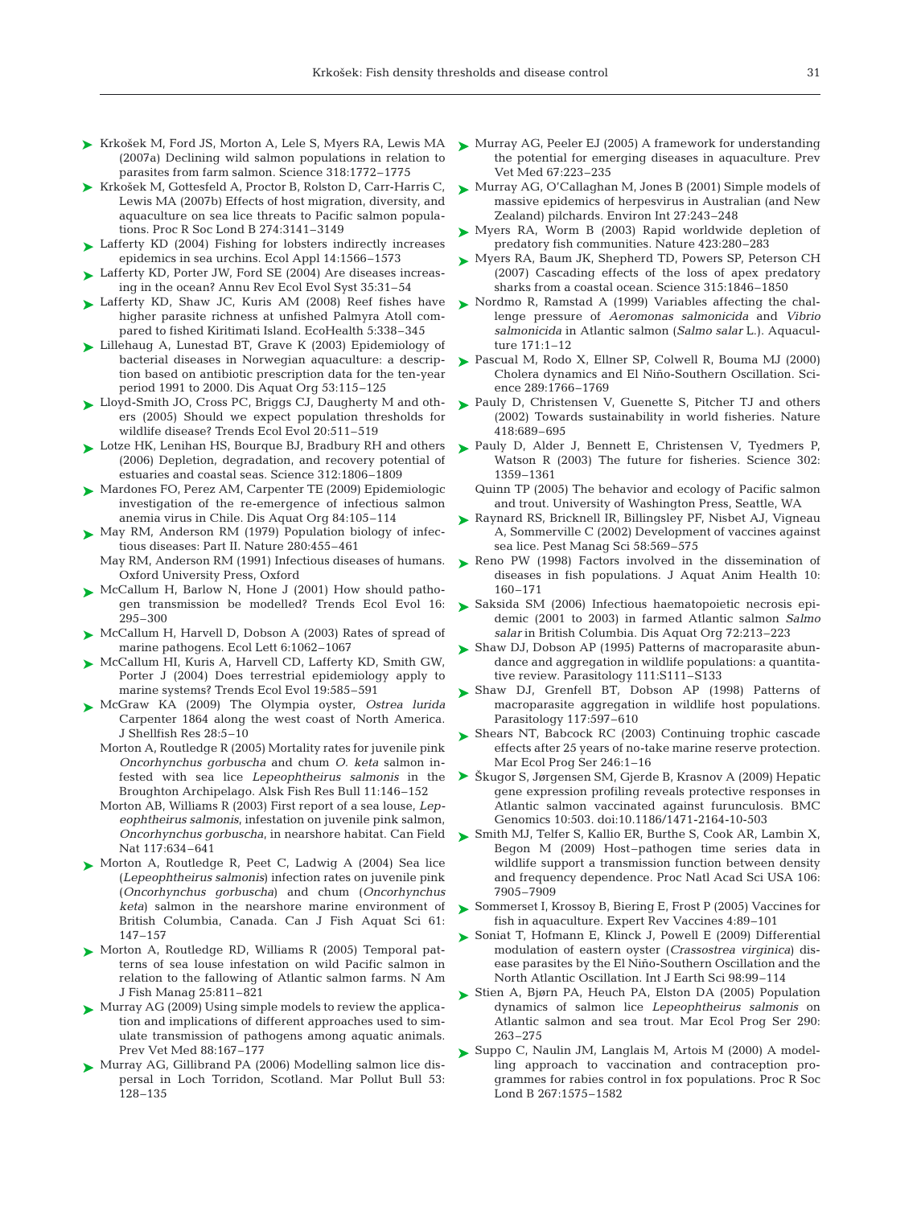Krkošek M, Ford JS, Morton A, Lele S, Myers RA, Lewis MA (2007a) Declining wild salmon populations in relation to parasites from farm salmon. Science 318:1772–1775

Krkošek M, Gottesfeld A, Proctor B, Rolston D, Carr-Harris C, Lewis MA (2007b) Effects of host migration, diversity, and aquaculture on sea lice threats to Pacific salmon populations. Proc R Soc Lond B 274:3141–3149

Lafferty KD (2004) Fishing for lobsters indirectly increases epidemics in sea urchins. Ecol Appl 14:1566–1573

Lafferty KD, Porter JW, Ford SE (2004) Are diseases increasing in the ocean? Annu Rev Ecol Evol Syst 35:31–54

Lafferty KD, Shaw JC, Kuris AM (2008) Reef fishes have higher parasite richness at unfished Palmyra Atoll compared to fished Kiritimati Island. EcoHealth 5:338–345

Lillehaug A, Lunestad BT, Grave K (2003) Epidemiology of bacterial diseases in Norwegian aquaculture: a description based on antibiotic prescription data for the ten-year period 1991 to 2000. Dis Aquat Org 53:115–125

Lloyd-Smith JO, Cross PC, Briggs CJ, Daugherty M and others (2005) Should we expect population thresholds for wildlife disease? Trends Ecol Evol 20:511–519

Lotze HK, Lenihan HS, Bourque BJ, Bradbury RH and others (2006) Depletion, degradation, and recovery potential of estuaries and coastal seas. Science 312:1806–1809

Mardones FO, Perez AM, Carpenter TE (2009) Epidemiologic investigation of the re-emergence of infectious salmon anemia virus in Chile. Dis Aquat Org 84:105–114

May RM, Anderson RM (1979) Population biology of infectious diseases: Part II. Nature 280:455–461

May RM, Anderson RM (1991) Infectious diseases of humans. Oxford University Press, Oxford

McCallum H, Barlow N, Hone J (2001) How should pathogen transmission be modelled? Trends Ecol Evol 16: 295–300

McCallum H, Harvell D, Dobson A (2003) Rates of spread of marine pathogens. Ecol Lett 6:1062–1067

McCallum HI, Kuris A, Harvell CD, Lafferty KD, Smith GW, Porter J (2004) Does terrestrial epidemiology apply to marine systems? Trends Ecol Evol 19:585–591

McGraw KA (2009) The Olympia oyster, *Ostrea lurida* Carpenter 1864 along the west coast of North America. J Shellfish Res 28:5–10

Morton A, Routledge R (2005) Mortality rates for juvenile pink *Oncorhynchus gorbuscha* and chum *O. keta* salmon infested with sea lice *Lepeophtheirus salmonis* in the Broughton Archipelago. Alsk Fish Res Bull 11:146–152

Morton AB, Williams R (2003) First report of a sea louse, *Lepeophtheirus salmonis*, infestation on juvenile pink salmon, *Oncorhynchus gorbuscha*, in nearshore habitat. Can Field Nat 117:634–641

Morton A, Routledge R, Peet C, Ladwig A (2004) Sea lice (*Lepeophtheirus salmonis*) infection rates on juvenile pink (*Oncorhynchus gorbuscha*) and chum (*Oncorhynchus keta*) salmon in the nearshore marine environment of British Columbia, Canada. Can J Fish Aquat Sci 61: 147–157

Morton A, Routledge RD, Williams R (2005) Temporal patterns of sea louse infestation on wild Pacific salmon in relation to the fallowing of Atlantic salmon farms. N Am J Fish Manag 25:811–821

Murray AG (2009) Using simple models to review the application and implications of different approaches used to simulate transmission of pathogens among aquatic animals. Prev Vet Med 88:167–177

Murray AG, Gillibrand PA (2006) Modelling salmon lice dispersal in Loch Torridon, Scotland. Mar Pollut Bull 53: 128–135

Murray AG, Peeler EJ (2005) A framework for understanding the potential for emerging diseases in aquaculture. Prev Vet Med 67:223–235

Murray AG, O'Callaghan M, Jones B (2001) Simple models of massive epidemics of herpesvirus in Australian (and New Zealand) pilchards. Environ Int 27:243–248

Myers RA, Worm B (2003) Rapid worldwide depletion of predatory fish communities. Nature 423:280–283

Myers RA, Baum JK, Shepherd TD, Powers SP, Peterson CH (2007) Cascading effects of the loss of apex predatory sharks from a coastal ocean. Science 315:1846–1850

Nordmo R, Ramstad A (1999) Variables affecting the challenge pressure of *Aeromonas salmonicida* and *Vibrio salmonicida* in Atlantic salmon (*Salmo salar* L.). Aquaculture 171:1–12

Pascual M, Rodo X, Ellner SP, Colwell R, Bouma MJ (2000) Cholera dynamics and El Niño-Southern Oscillation. Science 289:1766–1769

Pauly D, Christensen V, Guenette S, Pitcher TJ and others (2002) Towards sustainability in world fisheries. Nature 418:689–695

Pauly D, Alder J, Bennett E, Christensen V, Tyedmers P, Watson R (2003) The future for fisheries. Science 302: 1359–1361

Quinn TP (2005) The behavior and ecology of Pacific salmon and trout. University of Washington Press, Seattle, WA

Raynard RS, Bricknell IR, Billingsley PF, Nisbet AJ, Vigneau A, Sommerville C (2002) Development of vaccines against sea lice. Pest Manag Sci 58:569–575

Reno PW (1998) Factors involved in the dissemination of diseases in fish populations. J Aquat Anim Health 10: 160–171

Saksida SM (2006) Infectious haematopoietic necrosis epidemic (2001 to 2003) in farmed Atlantic salmon *Salmo salar* in British Columbia. Dis Aquat Org 72:213–223

Shaw DJ, Dobson AP (1995) Patterns of macroparasite abundance and aggregation in wildlife populations: a quantitative review. Parasitology 111:S111–S133

Shaw DJ, Grenfell BT, Dobson AP (1998) Patterns of macroparasite aggregation in wildlife host populations. Parasitology 117:597–610

Shears NT, Babcock RC (2003) Continuing trophic cascade effects after 25 years of no-take marine reserve protection. Mar Ecol Prog Ser 246:1–16

Škugor S, Jørgensen SM, Gjerde B, Krasnov A (2009) Hepatic gene expression profiling reveals protective responses in Atlantic salmon vaccinated against furunculosis. BMC Genomics 10:503. doi:10.1186/1471-2164-10-503

Smith MJ, Telfer S, Kallio ER, Burthe S, Cook AR, Lambin X, Begon M (2009) Host–pathogen time series data in wildlife support a transmission function between density and frequency dependence. Proc Natl Acad Sci USA 106: 7905–7909

Sommerset I, Krossoy B, Biering E, Frost P (2005) Vaccines for fish in aquaculture. Expert Rev Vaccines 4:89–101

Soniat T, Hofmann E, Klinck J, Powell E (2009) Differential modulation of eastern oyster (*Crassostrea virginica*) disease parasites by the El Niño-Southern Oscillation and the North Atlantic Oscillation. Int J Earth Sci 98:99–114

Stien A, Bjørn PA, Heuch PA, Elston DA (2005) Population dynamics of salmon lice *Lepeophtheirus salmonis* on Atlantic salmon and sea trout. Mar Ecol Prog Ser 290: 263–275

Suppo C, Naulin JM, Langlais M, Artois M (2000) A modelling approach to vaccination and contraception programmes for rabies control in fox populations. Proc R Soc Lond B 267:1575–1582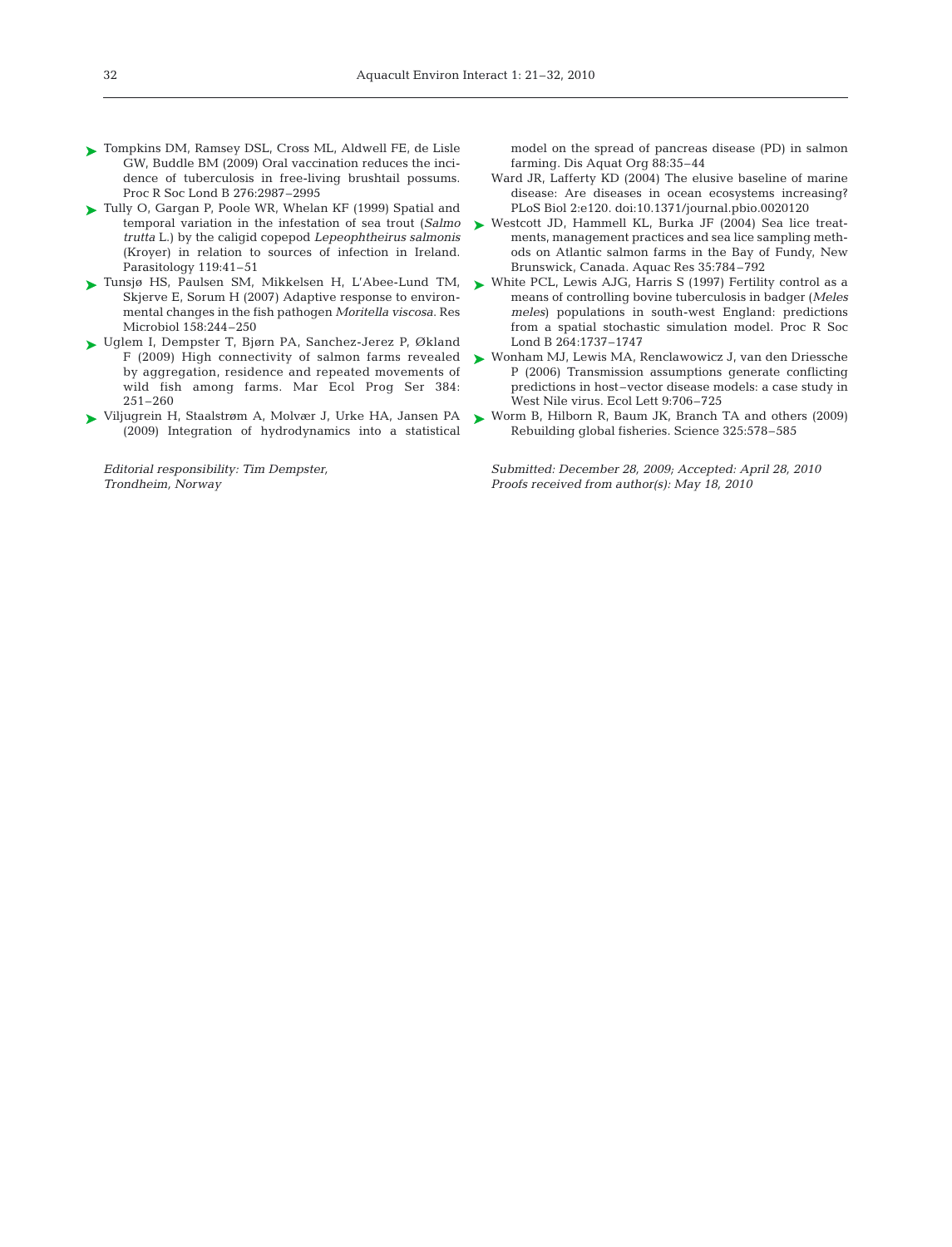Tompkins DM, Ramsey DSL, Cross ML, Aldwell FE, de Lisle GW, Buddle BM (2009) Oral vaccination reduces the incidence of tuberculosis in free-living brushtail possums. Proc R Soc Lond B 276:2987–2995

Tully O, Gargan P, Poole WR, Whelan KF (1999) Spatial and temporal variation in the infestation of sea trout (*Salmo trutta* L.) by the caligid copepod *Lepeophtheirus salmonis* (Kroyer) in relation to sources of infection in Ireland. Parasitology 119:41–51

Tunsjø HS, Paulsen SM, Mikkelsen H, L'Abee-Lund TM, Skjerve E, Sorum H (2007) Adaptive response to environmental changes in the fish pathogen *Moritella viscosa*. Res Microbiol 158:244–250

Uglem I, Dempster T, Bjørn PA, Sanchez-Jerez P, Økland F (2009) High connectivity of salmon farms revealed by aggregation, residence and repeated movements of wild fish among farms. Mar Ecol Prog Ser 384: 251–260

Viljugrein H, Staalstrøm A, Molvær J, Urke HA, Jansen PA (2009) Integration of hydrodynamics into a statistical model on the spread of pancreas disease (PD) in salmon farming. Dis Aquat Org 88:35–44

Ward JR, Lafferty KD (2004) The elusive baseline of marine disease: Are diseases in ocean ecosystems increasing? PLoS Biol 2:e120. doi:10.1371/journal.pbio.0020120

Westcott JD, Hammell KL, Burka JF (2004) Sea lice treatments, management practices and sea lice sampling methods on Atlantic salmon farms in the Bay of Fundy, New Brunswick, Canada. Aquac Res 35:784–792

White PCL, Lewis AJG, Harris S (1997) Fertility control as a means of controlling bovine tuberculosis in badger (*Meles meles*) populations in south-west England: predictions from a spatial stochastic simulation model. Proc R Soc Lond B 264:1737–1747

Wonham MJ, Lewis MA, Renclawowicz J, van den Driessche P (2006) Transmission assumptions generate conflicting predictions in host–vector disease models: a case study in West Nile virus. Ecol Lett 9:706–725

Worm B, Hilborn R, Baum JK, Branch TA and others (2009) Rebuilding global fisheries. Science 325:578–585

*Editorial responsibility: Tim Dempster, Trondheim, Norway*

*Submitted: December 28, 2009; Accepted: April 28, 2010*
*Proofs received from author(s): May 18, 2010*